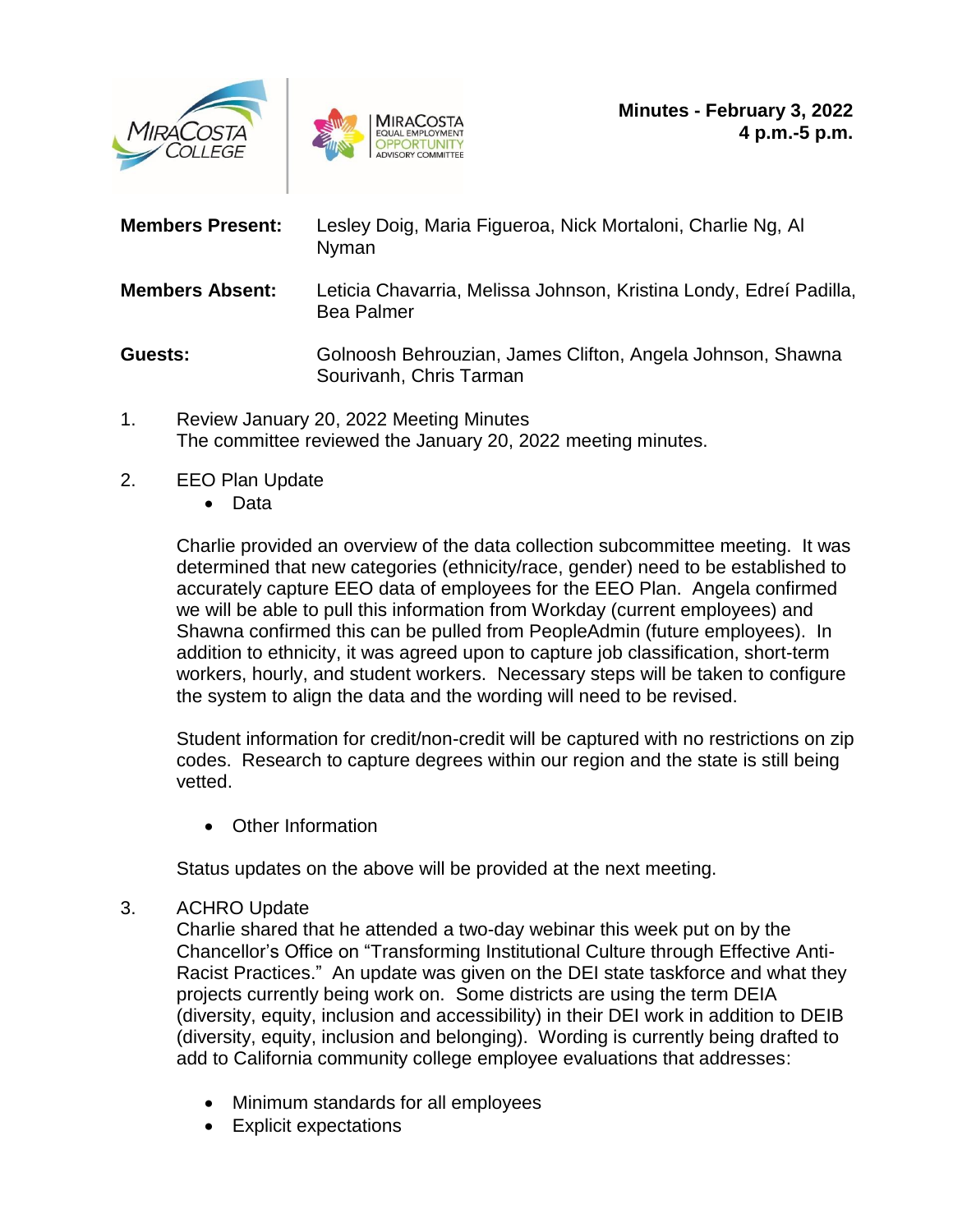MiraCosta College | MiraCosta Equal Employment Opportunity Advisory Committee

**Minutes - February 3, 2022**
**4 p.m.-5 p.m.**

**Members Present:** Lesley Doig, Maria Figueroa, Nick Mortaloni, Charlie Ng, Al Nyman

**Members Absent:** Leticia Chavarria, Melissa Johnson, Kristina Londy, Edreí Padilla, Bea Palmer

**Guests:** Golnoosh Behrouzian, James Clifton, Angela Johnson, Shawna Sourivanh, Chris Tarman

1. Review January 20, 2022 Meeting Minutes
   The committee reviewed the January 20, 2022 meeting minutes.

2. EEO Plan Update
   - Data

   Charlie provided an overview of the data collection subcommittee meeting. It was determined that new categories (ethnicity/race, gender) need to be established to accurately capture EEO data of employees for the EEO Plan. Angela confirmed we will be able to pull this information from Workday (current employees) and Shawna confirmed this can be pulled from PeopleAdmin (future employees). In addition to ethnicity, it was agreed upon to capture job classification, short-term workers, hourly, and student workers. Necessary steps will be taken to configure the system to align the data and the wording will need to be revised.

   Student information for credit/non-credit will be captured with no restrictions on zip codes. Research to capture degrees within our region and the state is still being vetted.

   - Other Information

   Status updates on the above will be provided at the next meeting.

3. ACHRO Update
   Charlie shared that he attended a two-day webinar this week put on by the Chancellor's Office on "Transforming Institutional Culture through Effective Anti-Racist Practices." An update was given on the DEI state taskforce and what they projects currently being work on. Some districts are using the term DEIA (diversity, equity, inclusion and accessibility) in their DEI work in addition to DEIB (diversity, equity, inclusion and belonging). Wording is currently being drafted to add to California community college employee evaluations that addresses:

   - Minimum standards for all employees
   - Explicit expectations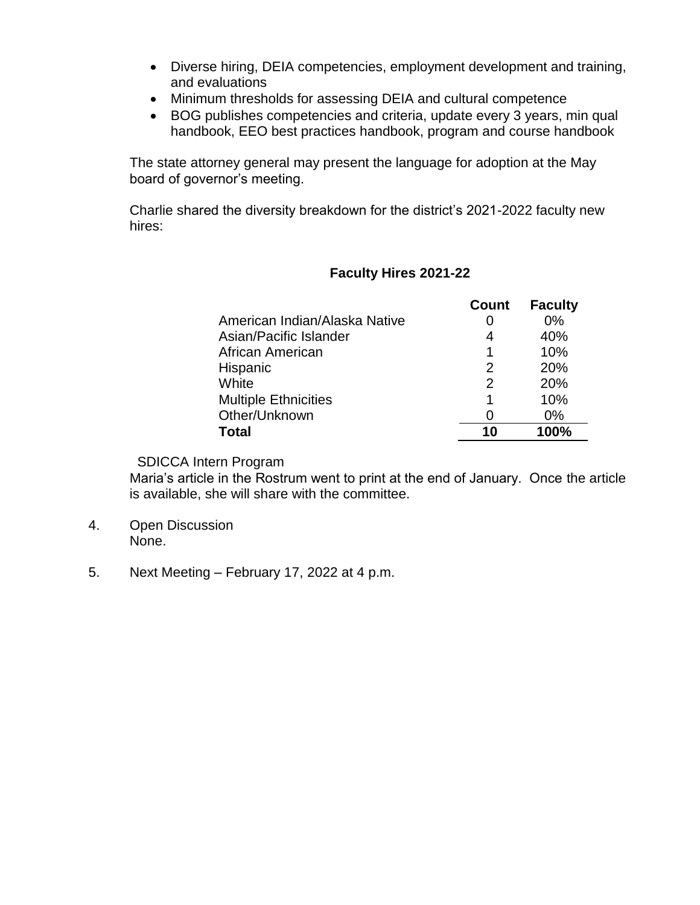- Diverse hiring, DEIA competencies, employment development and training, and evaluations
- Minimum thresholds for assessing DEIA and cultural competence
- BOG publishes competencies and criteria, update every 3 years, min qual handbook, EEO best practices handbook, program and course handbook

The state attorney general may present the language for adoption at the May board of governor's meeting.

Charlie shared the diversity breakdown for the district's 2021-2022 faculty new hires:

**Faculty Hires 2021-22**

| | Count | Faculty |
|---|---|---|
| American Indian/Alaska Native | 0 | 0% |
| Asian/Pacific Islander | 4 | 40% |
| African American | 1 | 10% |
| Hispanic | 2 | 20% |
| White | 2 | 20% |
| Multiple Ethnicities | 1 | 10% |
| Other/Unknown | 0 | 0% |
| **Total** | **10** | **100%** |

SDICCA Intern Program
Maria's article in the Rostrum went to print at the end of January. Once the article is available, she will share with the committee.

4. Open Discussion
   None.

5. Next Meeting – February 17, 2022 at 4 p.m.